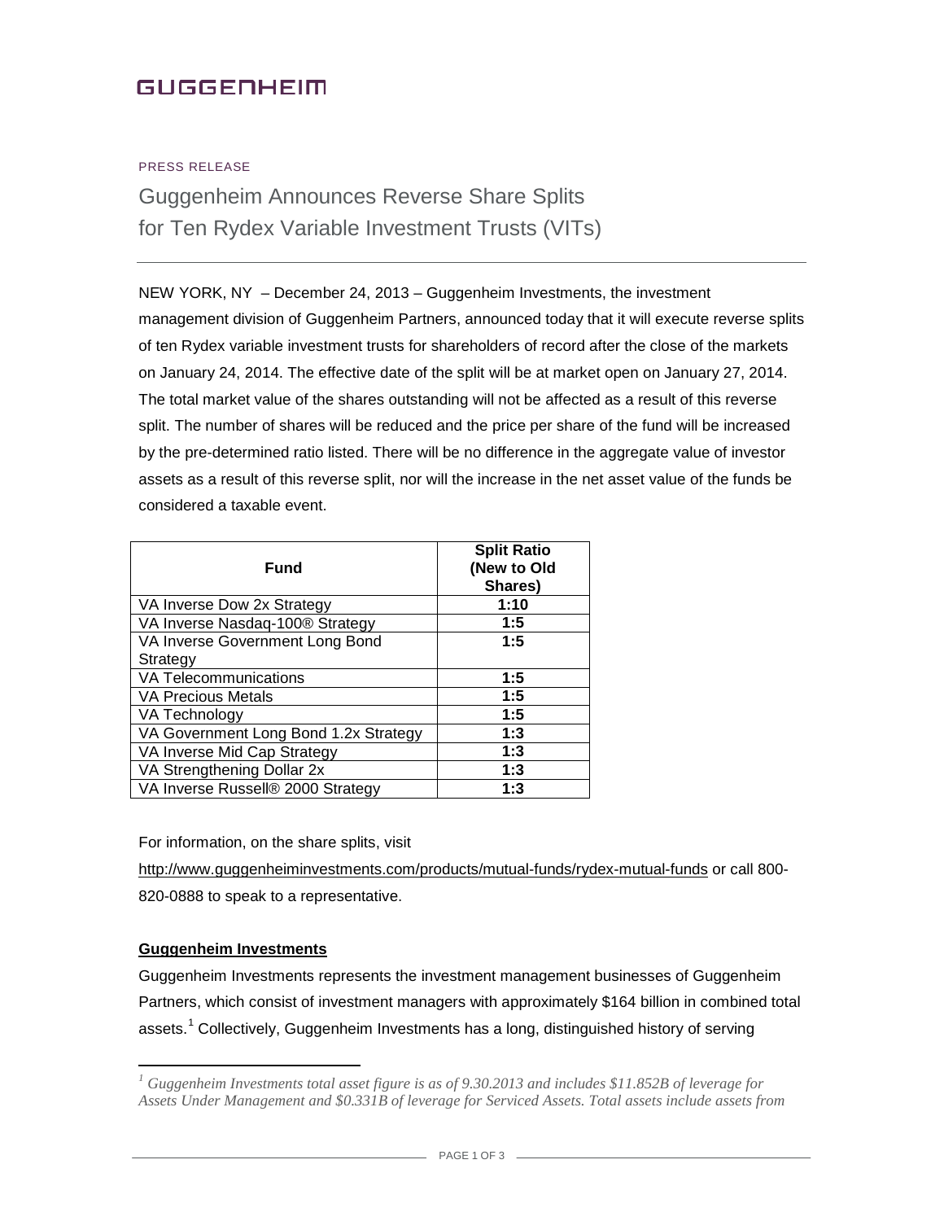GUGGENHEIM

PRESS RELEASE

# Guggenheim Announces Reverse Share Splits for Ten Rydex Variable Investment Trusts (VITs)

NEW YORK, NY – December 24, 2013 – Guggenheim Investments, the investment management division of Guggenheim Partners, announced today that it will execute reverse splits of ten Rydex variable investment trusts for shareholders of record after the close of the markets on January 24, 2014. The effective date of the split will be at market open on January 27, 2014. The total market value of the shares outstanding will not be affected as a result of this reverse split. The number of shares will be reduced and the price per share of the fund will be increased by the pre-determined ratio listed. There will be no difference in the aggregate value of investor assets as a result of this reverse split, nor will the increase in the net asset value of the funds be considered a taxable event.

| Fund | Split Ratio (New to Old Shares) |
| --- | --- |
| VA Inverse Dow 2x Strategy | **1:10** |
| VA Inverse Nasdaq-100® Strategy | **1:5** |
| VA Inverse Government Long Bond Strategy | **1:5** |
| VA Telecommunications | **1:5** |
| VA Precious Metals | **1:5** |
| VA Technology | **1:5** |
| VA Government Long Bond 1.2x Strategy | **1:3** |
| VA Inverse Mid Cap Strategy | **1:3** |
| VA Strengthening Dollar 2x | **1:3** |
| VA Inverse Russell® 2000 Strategy | **1:3** |

For information, on the share splits, visit http://www.guggenheiminvestments.com/products/mutual-funds/rydex-mutual-funds or call 800-820-0888 to speak to a representative.

**Guggenheim Investments**

Guggenheim Investments represents the investment management businesses of Guggenheim Partners, which consist of investment managers with approximately $164 billion in combined total assets.[1] Collectively, Guggenheim Investments has a long, distinguished history of serving

[1] *Guggenheim Investments total asset figure is as of 9.30.2013 and includes $11.852B of leverage for Assets Under Management and $0.331B of leverage for Serviced Assets. Total assets include assets from*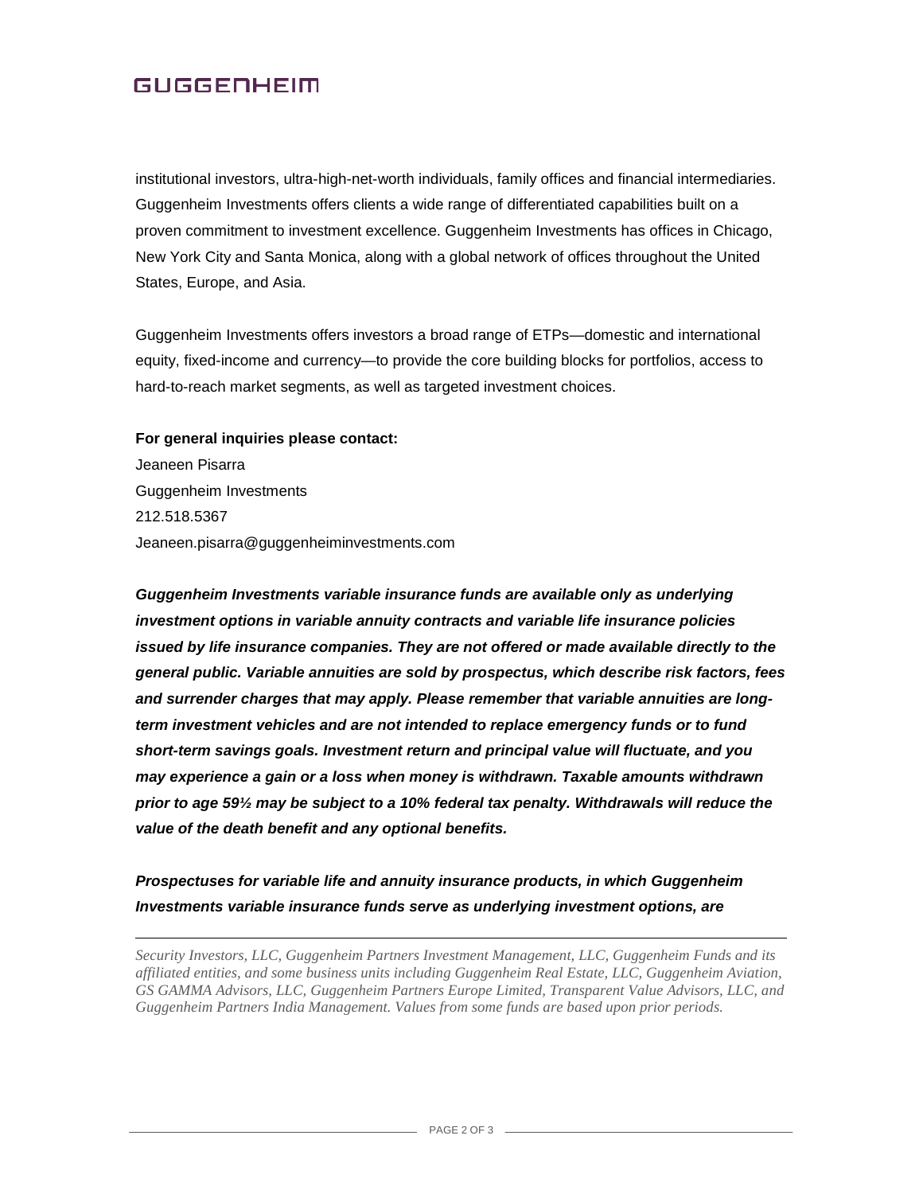institutional investors, ultra-high-net-worth individuals, family offices and financial intermediaries. Guggenheim Investments offers clients a wide range of differentiated capabilities built on a proven commitment to investment excellence. Guggenheim Investments has offices in Chicago, New York City and Santa Monica, along with a global network of offices throughout the United States, Europe, and Asia.

Guggenheim Investments offers investors a broad range of ETPs—domestic and international equity, fixed-income and currency—to provide the core building blocks for portfolios, access to hard-to-reach market segments, as well as targeted investment choices.

**For general inquiries please contact:**
Jeaneen Pisarra
Guggenheim Investments
212.518.5367
Jeaneen.pisarra@guggenheiminvestments.com

***Guggenheim Investments variable insurance funds are available only as underlying investment options in variable annuity contracts and variable life insurance policies issued by life insurance companies. They are not offered or made available directly to the general public. Variable annuities are sold by prospectus, which describe risk factors, fees and surrender charges that may apply. Please remember that variable annuities are long-term investment vehicles and are not intended to replace emergency funds or to fund short-term savings goals. Investment return and principal value will fluctuate, and you may experience a gain or a loss when money is withdrawn. Taxable amounts withdrawn prior to age 59½ may be subject to a 10% federal tax penalty. Withdrawals will reduce the value of the death benefit and any optional benefits.***

***Prospectuses for variable life and annuity insurance products, in which Guggenheim Investments variable insurance funds serve as underlying investment options, are***

---

*Security Investors, LLC, Guggenheim Partners Investment Management, LLC, Guggenheim Funds and its affiliated entities, and some business units including Guggenheim Real Estate, LLC, Guggenheim Aviation, GS GAMMA Advisors, LLC, Guggenheim Partners Europe Limited, Transparent Value Advisors, LLC, and Guggenheim Partners India Management. Values from some funds are based upon prior periods.*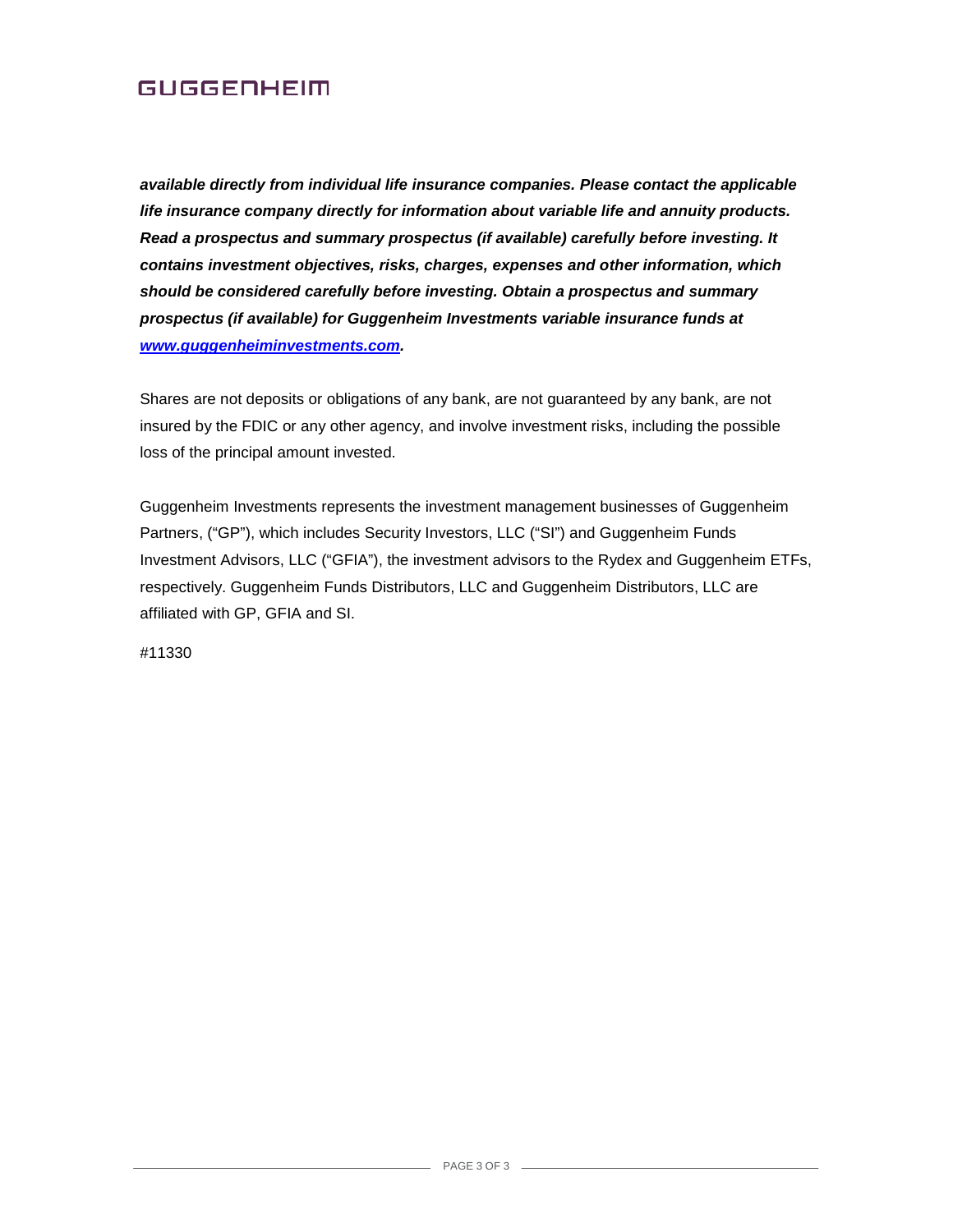***available directly from individual life insurance companies. Please contact the applicable life insurance company directly for information about variable life and annuity products. Read a prospectus and summary prospectus (if available) carefully before investing. It contains investment objectives, risks, charges, expenses and other information, which should be considered carefully before investing. Obtain a prospectus and summary prospectus (if available) for Guggenheim Investments variable insurance funds at [www.guggenheiminvestments.com](http://www.guggenheiminvestments.com).***

Shares are not deposits or obligations of any bank, are not guaranteed by any bank, are not insured by the FDIC or any other agency, and involve investment risks, including the possible loss of the principal amount invested.

Guggenheim Investments represents the investment management businesses of Guggenheim Partners, ("GP"), which includes Security Investors, LLC ("SI") and Guggenheim Funds Investment Advisors, LLC ("GFIA"), the investment advisors to the Rydex and Guggenheim ETFs, respectively. Guggenheim Funds Distributors, LLC and Guggenheim Distributors, LLC are affiliated with GP, GFIA and SI.

#11330